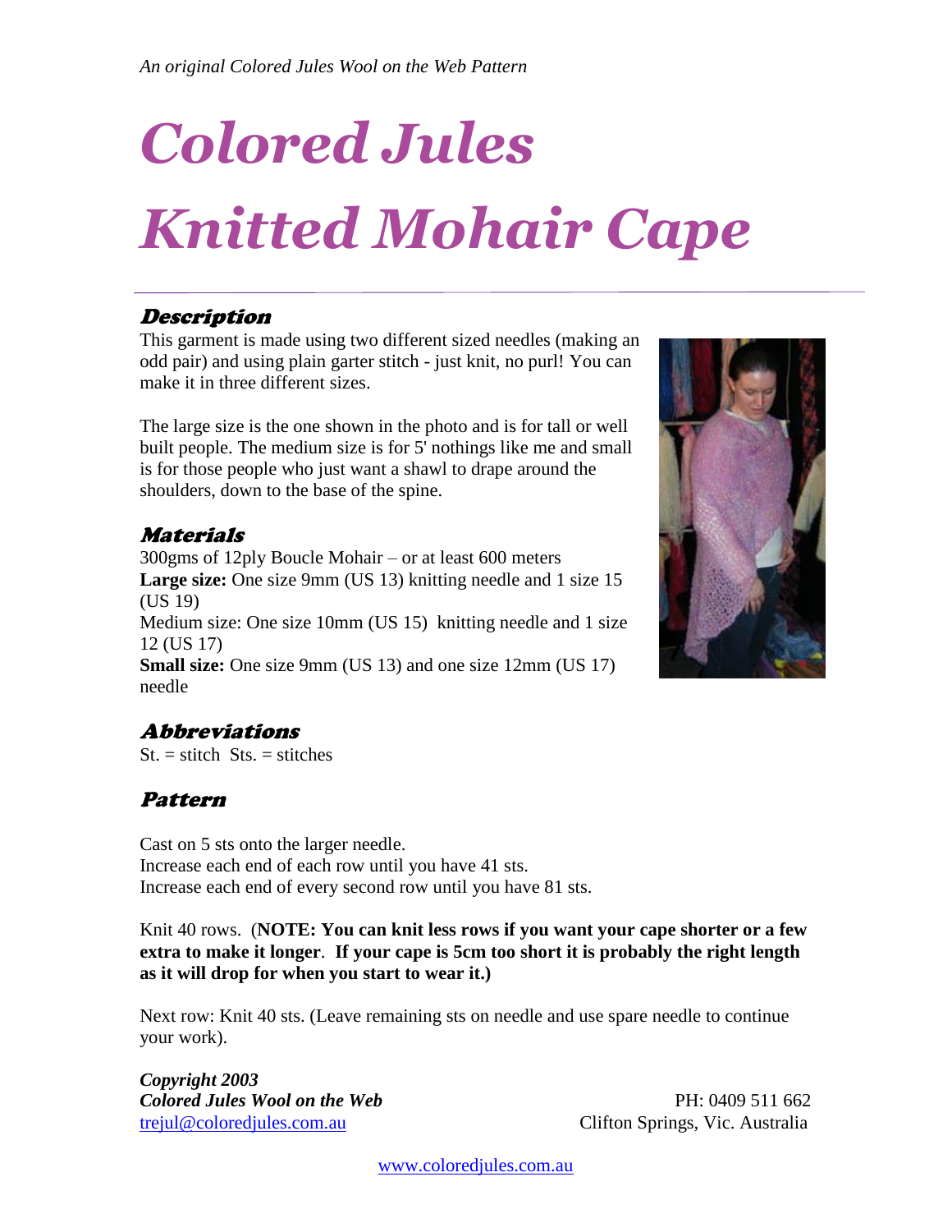*An original Colored Jules Wool on the Web Pattern*

# *Colored Jules Knitted Mohair Cape*

## *Description*

This garment is made using two different sized needles (making an odd pair) and using plain garter stitch - just knit, no purl! You can make it in three different sizes.

The large size is the one shown in the photo and is for tall or well built people. The medium size is for 5' nothings like me and small is for those people who just want a shawl to drape around the shoulders, down to the base of the spine.

## *Materials*

300gms of 12ply Boucle Mohair – or at least 600 meters
**Large size:** One size 9mm (US 13) knitting needle and 1 size 15 (US 19)
Medium size: One size 10mm (US 15) knitting needle and 1 size 12 (US 17)
**Small size:** One size 9mm (US 13) and one size 12mm (US 17) needle

## *Abbreviations*

St. = stitch Sts. = stitches

## *Pattern*

Cast on 5 sts onto the larger needle.
Increase each end of each row until you have 41 sts.
Increase each end of every second row until you have 81 sts.

Knit 40 rows. (**NOTE: You can knit less rows if you want your cape shorter or a few extra to make it longer**. **If your cape is 5cm too short it is probably the right length as it will drop for when you start to wear it.)**

Next row: Knit 40 sts. (Leave remaining sts on needle and use spare needle to continue your work).

***Copyright 2003***
***Colored Jules Wool on the Web***
trejul@coloredjules.com.au

PH: 0409 511 662
Clifton Springs, Vic. Australia

www.coloredjules.com.au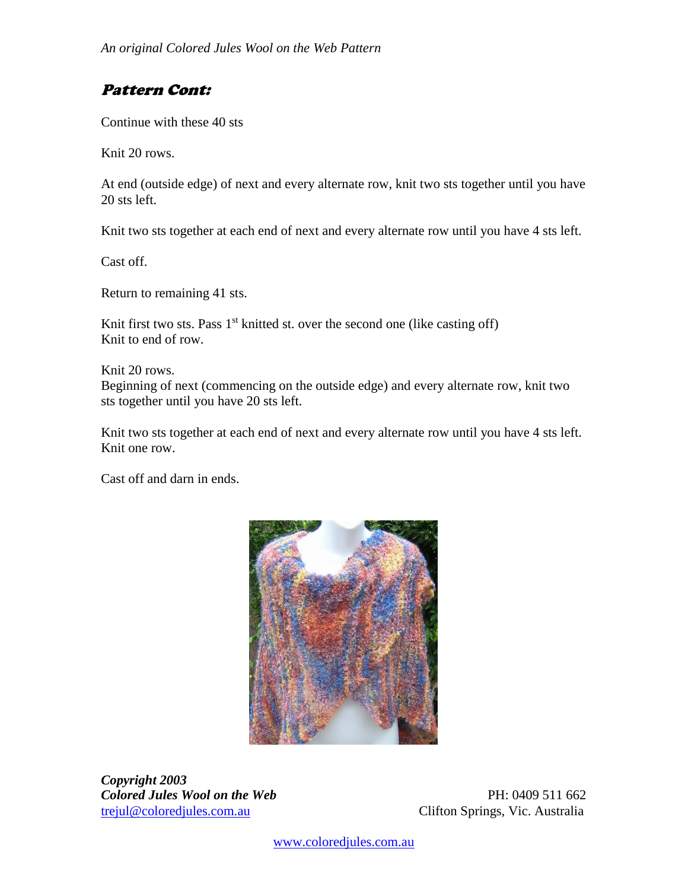## Pattern Cont:

Continue with these 40 sts

Knit 20 rows.

At end (outside edge) of next and every alternate row, knit two sts together until you have 20 sts left.

Knit two sts together at each end of next and every alternate row until you have 4 sts left.

Cast off.

Return to remaining 41 sts.

Knit first two sts. Pass 1st knitted st. over the second one (like casting off)
Knit to end of row.

Knit 20 rows.
Beginning of next (commencing on the outside edge) and every alternate row, knit two sts together until you have 20 sts left.

Knit two sts together at each end of next and every alternate row until you have 4 sts left.
Knit one row.

Cast off and darn in ends.

***Copyright 2003***
***Colored Jules Wool on the Web***
trejul@coloredjules.com.au

PH: 0409 511 662
Clifton Springs, Vic. Australia

www.coloredjules.com.au